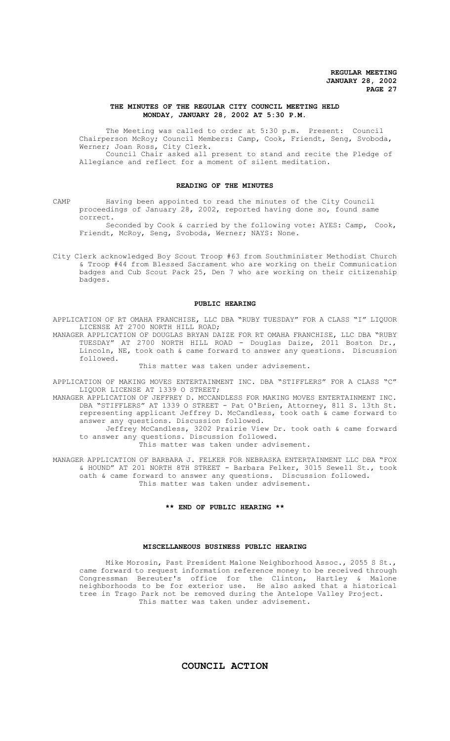**REGULAR MEETING**
**JANUARY 28, 2002**

# THE MINUTES OF THE REGULAR CITY COUNCIL MEETING HELD MONDAY, JANUARY 28, 2002 AT 5:30 P.M.

The Meeting was called to order at 5:30 p.m. Present: Council Chairperson McRoy; Council Members: Camp, Cook, Friendt, Seng, Svoboda, Werner; Joan Ross, City Clerk.

Council Chair asked all present to stand and recite the Pledge of Allegiance and reflect for a moment of silent meditation.

## READING OF THE MINUTES

CAMP Having been appointed to read the minutes of the City Council proceedings of January 28, 2002, reported having done so, found same correct.

Seconded by Cook & carried by the following vote: AYES: Camp, Cook, Friendt, McRoy, Seng, Svoboda, Werner; NAYS: None.

City Clerk acknowledged Boy Scout Troop #63 from Southminister Methodist Church & Troop #44 from Blessed Sacrament who are working on their Communication badges and Cub Scout Pack 25, Den 7 who are working on their citizenship badges.

## PUBLIC HEARING

APPLICATION OF RT OMAHA FRANCHISE, LLC DBA "RUBY TUESDAY" FOR A CLASS "I" LIQUOR LICENSE AT 2700 NORTH HILL ROAD;

MANAGER APPLICATION OF DOUGLAS BRYAN DAIZE FOR RT OMAHA FRANCHISE, LLC DBA "RUBY TUESDAY" AT 2700 NORTH HILL ROAD - Douglas Daize, 2011 Boston Dr., Lincoln, NE, took oath & came forward to answer any questions. Discussion followed.

This matter was taken under advisement.

APPLICATION OF MAKING MOVES ENTERTAINMENT INC. DBA "STIFFLERS" FOR A CLASS "C" LIQUOR LICENSE AT 1339 O STREET;

MANAGER APPLICATION OF JEFFREY D. MCCANDLESS FOR MAKING MOVES ENTERTAINMENT INC. DBA "STIFFLERS" AT 1339 O STREET - Pat O'Brien, Attorney, 811 S. 13th St. representing applicant Jeffrey D. McCandless, took oath & came forward to answer any questions. Discussion followed.

Jeffrey McCandless, 3202 Prairie View Dr. took oath & came forward to answer any questions. Discussion followed.

This matter was taken under advisement.

MANAGER APPLICATION OF BARBARA J. FELKER FOR NEBRASKA ENTERTAINMENT LLC DBA "FOX & HOUND" AT 201 NORTH 8TH STREET - Barbara Felker, 3015 Sewell St., took oath & came forward to answer any questions. Discussion followed.

This matter was taken under advisement.

**\*\* END OF PUBLIC HEARING \*\***

## MISCELLANEOUS BUSINESS PUBLIC HEARING

Mike Morosin, Past President Malone Neighborhood Assoc., 2055 S St., came forward to request information reference money to be received through Congressman Bereuter's office for the Clinton, Hartley & Malone neighborhoods to be for exterior use. He also asked that a historical tree in Trago Park not be removed during the Antelope Valley Project.

This matter was taken under advisement.

# COUNCIL ACTION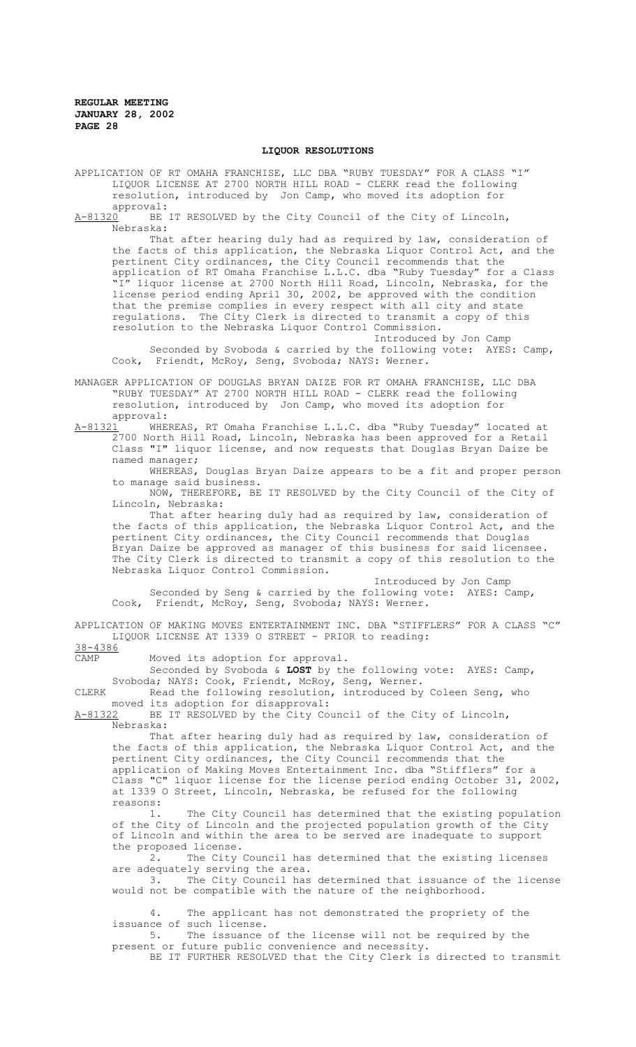**LIQUOR RESOLUTIONS**

APPLICATION OF RT OMAHA FRANCHISE, LLC DBA "RUBY TUESDAY" FOR A CLASS "I" LIQUOR LICENSE AT 2700 NORTH HILL ROAD - CLERK read the following resolution, introduced by Jon Camp, who moved its adoption for approval:

A-81320 BE IT RESOLVED by the City Council of the City of Lincoln, Nebraska:

That after hearing duly had as required by law, consideration of the facts of this application, the Nebraska Liquor Control Act, and the pertinent City ordinances, the City Council recommends that the application of RT Omaha Franchise L.L.C. dba "Ruby Tuesday" for a Class "I" liquor license at 2700 North Hill Road, Lincoln, Nebraska, for the license period ending April 30, 2002, be approved with the condition that the premise complies in every respect with all city and state regulations. The City Clerk is directed to transmit a copy of this resolution to the Nebraska Liquor Control Commission.

Introduced by Jon Camp

Seconded by Svoboda & carried by the following vote: AYES: Camp, Cook, Friendt, McRoy, Seng, Svoboda; NAYS: Werner.

MANAGER APPLICATION OF DOUGLAS BRYAN DAIZE FOR RT OMAHA FRANCHISE, LLC DBA "RUBY TUESDAY" AT 2700 NORTH HILL ROAD - CLERK read the following resolution, introduced by Jon Camp, who moved its adoption for approval:

A-81321 WHEREAS, RT Omaha Franchise L.L.C. dba "Ruby Tuesday" located at 2700 North Hill Road, Lincoln, Nebraska has been approved for a Retail Class "I" liquor license, and now requests that Douglas Bryan Daize be named manager;

WHEREAS, Douglas Bryan Daize appears to be a fit and proper person to manage said business.

NOW, THEREFORE, BE IT RESOLVED by the City Council of the City of Lincoln, Nebraska:

That after hearing duly had as required by law, consideration of the facts of this application, the Nebraska Liquor Control Act, and the pertinent City ordinances, the City Council recommends that Douglas Bryan Daize be approved as manager of this business for said licensee. The City Clerk is directed to transmit a copy of this resolution to the Nebraska Liquor Control Commission.

Introduced by Jon Camp

Seconded by Seng & carried by the following vote: AYES: Camp, Cook, Friendt, McRoy, Seng, Svoboda; NAYS: Werner.

APPLICATION OF MAKING MOVES ENTERTAINMENT INC. DBA "STIFFLERS" FOR A CLASS "C" LIQUOR LICENSE AT 1339 O STREET - PRIOR to reading:

38-4386

CAMP Moved its adoption for approval.

Seconded by Svoboda & **LOST** by the following vote: AYES: Camp, Svoboda; NAYS: Cook, Friendt, McRoy, Seng, Werner.

CLERK Read the following resolution, introduced by Coleen Seng, who moved its adoption for disapproval:

A-81322 BE IT RESOLVED by the City Council of the City of Lincoln, Nebraska:

That after hearing duly had as required by law, consideration of the facts of this application, the Nebraska Liquor Control Act, and the pertinent City ordinances, the City Council recommends that the application of Making Moves Entertainment Inc. dba "Stifflers" for a Class "C" liquor license for the license period ending October 31, 2002, at 1339 O Street, Lincoln, Nebraska, be refused for the following reasons:

1. The City Council has determined that the existing population of the City of Lincoln and the projected population growth of the City of Lincoln and within the area to be served are inadequate to support the proposed license.
2. The City Council has determined that the existing licenses are adequately serving the area.
3. The City Council has determined that issuance of the license would not be compatible with the nature of the neighborhood.
4. The applicant has not demonstrated the propriety of the issuance of such license.
5. The issuance of the license will not be required by the present or future public convenience and necessity.

BE IT FURTHER RESOLVED that the City Clerk is directed to transmit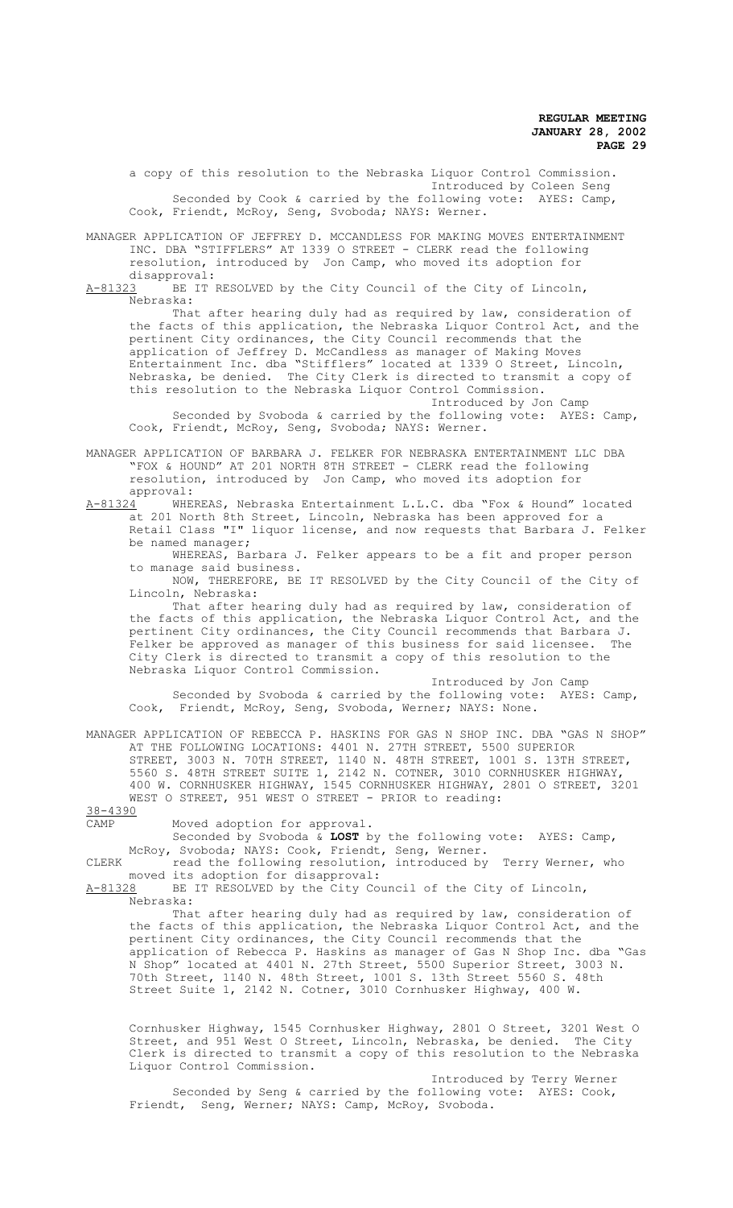a copy of this resolution to the Nebraska Liquor Control Commission.

Introduced by Coleen Seng

Seconded by Cook & carried by the following vote: AYES: Camp, Cook, Friendt, McRoy, Seng, Svoboda; NAYS: Werner.

MANAGER APPLICATION OF JEFFREY D. MCCANDLESS FOR MAKING MOVES ENTERTAINMENT INC. DBA "STIFFLERS" AT 1339 O STREET - CLERK read the following resolution, introduced by Jon Camp, who moved its adoption for disapproval:

A-81323 BE IT RESOLVED by the City Council of the City of Lincoln, Nebraska:

That after hearing duly had as required by law, consideration of the facts of this application, the Nebraska Liquor Control Act, and the pertinent City ordinances, the City Council recommends that the application of Jeffrey D. McCandless as manager of Making Moves Entertainment Inc. dba "Stifflers" located at 1339 O Street, Lincoln, Nebraska, be denied. The City Clerk is directed to transmit a copy of this resolution to the Nebraska Liquor Control Commission.

Introduced by Jon Camp

Seconded by Svoboda & carried by the following vote: AYES: Camp, Cook, Friendt, McRoy, Seng, Svoboda; NAYS: Werner.

MANAGER APPLICATION OF BARBARA J. FELKER FOR NEBRASKA ENTERTAINMENT LLC DBA "FOX & HOUND" AT 201 NORTH 8TH STREET - CLERK read the following resolution, introduced by Jon Camp, who moved its adoption for approval:

A-81324 WHEREAS, Nebraska Entertainment L.L.C. dba "Fox & Hound" located at 201 North 8th Street, Lincoln, Nebraska has been approved for a Retail Class "I" liquor license, and now requests that Barbara J. Felker be named manager;

WHEREAS, Barbara J. Felker appears to be a fit and proper person to manage said business.

NOW, THEREFORE, BE IT RESOLVED by the City Council of the City of Lincoln, Nebraska:

That after hearing duly had as required by law, consideration of the facts of this application, the Nebraska Liquor Control Act, and the pertinent City ordinances, the City Council recommends that Barbara J. Felker be approved as manager of this business for said licensee. The City Clerk is directed to transmit a copy of this resolution to the Nebraska Liquor Control Commission.

Introduced by Jon Camp

Seconded by Svoboda & carried by the following vote: AYES: Camp, Cook, Friendt, McRoy, Seng, Svoboda, Werner; NAYS: None.

MANAGER APPLICATION OF REBECCA P. HASKINS FOR GAS N SHOP INC. DBA "GAS N SHOP" AT THE FOLLOWING LOCATIONS: 4401 N. 27TH STREET, 5500 SUPERIOR STREET, 3003 N. 70TH STREET, 1140 N. 48TH STREET, 1001 S. 13TH STREET, 5560 S. 48TH STREET SUITE 1, 2142 N. COTNER, 3010 CORNHUSKER HIGHWAY, 400 W. CORNHUSKER HIGHWAY, 1545 CORNHUSKER HIGHWAY, 2801 O STREET, 3201 WEST O STREET, 951 WEST O STREET - PRIOR to reading:

38-4390

CAMP Moved adoption for approval.

Seconded by Svoboda & **LOST** by the following vote: AYES: Camp, McRoy, Svoboda; NAYS: Cook, Friendt, Seng, Werner.

CLERK read the following resolution, introduced by Terry Werner, who moved its adoption for disapproval:

A-81328 BE IT RESOLVED by the City Council of the City of Lincoln, Nebraska:

That after hearing duly had as required by law, consideration of the facts of this application, the Nebraska Liquor Control Act, and the pertinent City ordinances, the City Council recommends that the application of Rebecca P. Haskins as manager of Gas N Shop Inc. dba "Gas N Shop" located at 4401 N. 27th Street, 5500 Superior Street, 3003 N. 70th Street, 1140 N. 48th Street, 1001 S. 13th Street 5560 S. 48th Street Suite 1, 2142 N. Cotner, 3010 Cornhusker Highway, 400 W. Cornhusker Highway, 1545 Cornhusker Highway, 2801 O Street, 3201 West O Street, and 951 West O Street, Lincoln, Nebraska, be denied. The City Clerk is directed to transmit a copy of this resolution to the Nebraska Liquor Control Commission.

Introduced by Terry Werner

Seconded by Seng & carried by the following vote: AYES: Cook, Friendt, Seng, Werner; NAYS: Camp, McRoy, Svoboda.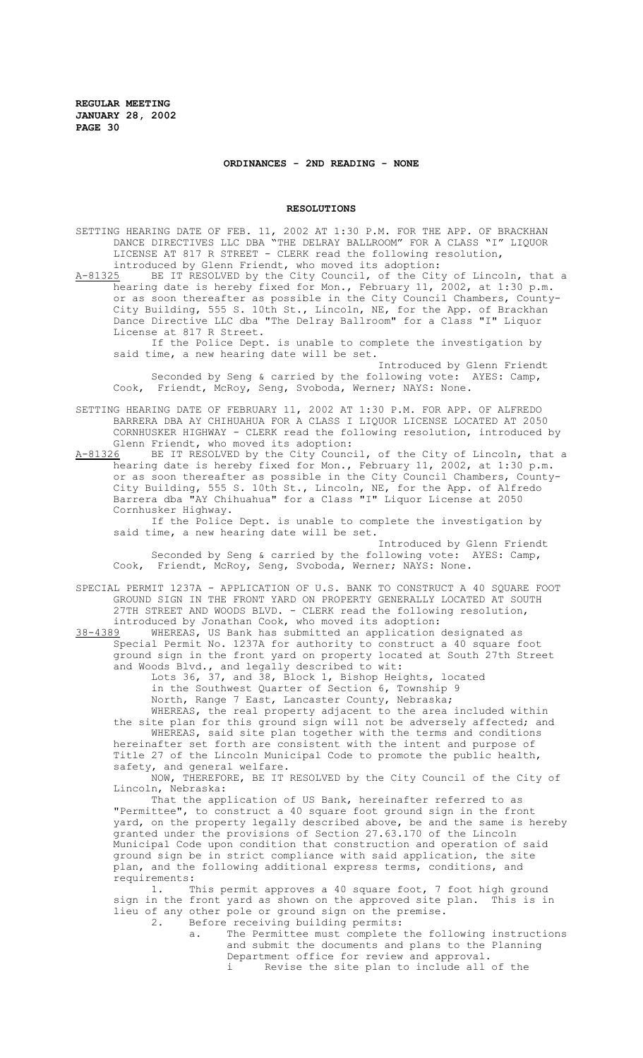## ORDINANCES - 2ND READING - NONE

## RESOLUTIONS

SETTING HEARING DATE OF FEB. 11, 2002 AT 1:30 P.M. FOR THE APP. OF BRACKHAN DANCE DIRECTIVES LLC DBA "THE DELRAY BALLROOM" FOR A CLASS "I" LIQUOR LICENSE AT 817 R STREET - CLERK read the following resolution, introduced by Glenn Friendt, who moved its adoption:

A-81325 BE IT RESOLVED by the City Council, of the City of Lincoln, that a hearing date is hereby fixed for Mon., February 11, 2002, at 1:30 p.m. or as soon thereafter as possible in the City Council Chambers, County-City Building, 555 S. 10th St., Lincoln, NE, for the App. of Brackhan Dance Directive LLC dba "The Delray Ballroom" for a Class "I" Liquor License at 817 R Street.

If the Police Dept. is unable to complete the investigation by said time, a new hearing date will be set.

Introduced by Glenn Friendt

Seconded by Seng & carried by the following vote: AYES: Camp, Cook, Friendt, McRoy, Seng, Svoboda, Werner; NAYS: None.

SETTING HEARING DATE OF FEBRUARY 11, 2002 AT 1:30 P.M. FOR APP. OF ALFREDO BARRERA DBA AY CHIHUAHUA FOR A CLASS I LIQUOR LICENSE LOCATED AT 2050 CORNHUSKER HIGHWAY - CLERK read the following resolution, introduced by Glenn Friendt, who moved its adoption:

A-81326 BE IT RESOLVED by the City Council, of the City of Lincoln, that a hearing date is hereby fixed for Mon., February 11, 2002, at 1:30 p.m. or as soon thereafter as possible in the City Council Chambers, County-City Building, 555 S. 10th St., Lincoln, NE, for the App. of Alfredo Barrera dba "AY Chihuahua" for a Class "I" Liquor License at 2050 Cornhusker Highway.

If the Police Dept. is unable to complete the investigation by said time, a new hearing date will be set.

Introduced by Glenn Friendt

Seconded by Seng & carried by the following vote: AYES: Camp, Cook, Friendt, McRoy, Seng, Svoboda, Werner; NAYS: None.

SPECIAL PERMIT 1237A - APPLICATION OF U.S. BANK TO CONSTRUCT A 40 SQUARE FOOT GROUND SIGN IN THE FRONT YARD ON PROPERTY GENERALLY LOCATED AT SOUTH 27TH STREET AND WOODS BLVD. - CLERK read the following resolution, introduced by Jonathan Cook, who moved its adoption:

38-4389 WHEREAS, US Bank has submitted an application designated as Special Permit No. 1237A for authority to construct a 40 square foot ground sign in the front yard on property located at South 27th Street and Woods Blvd., and legally described to wit:

Lots 36, 37, and 38, Block 1, Bishop Heights, located in the Southwest Quarter of Section 6, Township 9 North, Range 7 East, Lancaster County, Nebraska;

WHEREAS, the real property adjacent to the area included within the site plan for this ground sign will not be adversely affected; and

WHEREAS, said site plan together with the terms and conditions hereinafter set forth are consistent with the intent and purpose of Title 27 of the Lincoln Municipal Code to promote the public health, safety, and general welfare.

NOW, THEREFORE, BE IT RESOLVED by the City Council of the City of Lincoln, Nebraska:

That the application of US Bank, hereinafter referred to as "Permittee", to construct a 40 square foot ground sign in the front yard, on the property legally described above, be and the same is hereby granted under the provisions of Section 27.63.170 of the Lincoln Municipal Code upon condition that construction and operation of said ground sign be in strict compliance with said application, the site plan, and the following additional express terms, conditions, and requirements:

1. This permit approves a 40 square foot, 7 foot high ground sign in the front yard as shown on the approved site plan. This is in lieu of any other pole or ground sign on the premise.

2. Before receiving building permits:

a. The Permittee must complete the following instructions and submit the documents and plans to the Planning Department office for review and approval.

i Revise the site plan to include all of the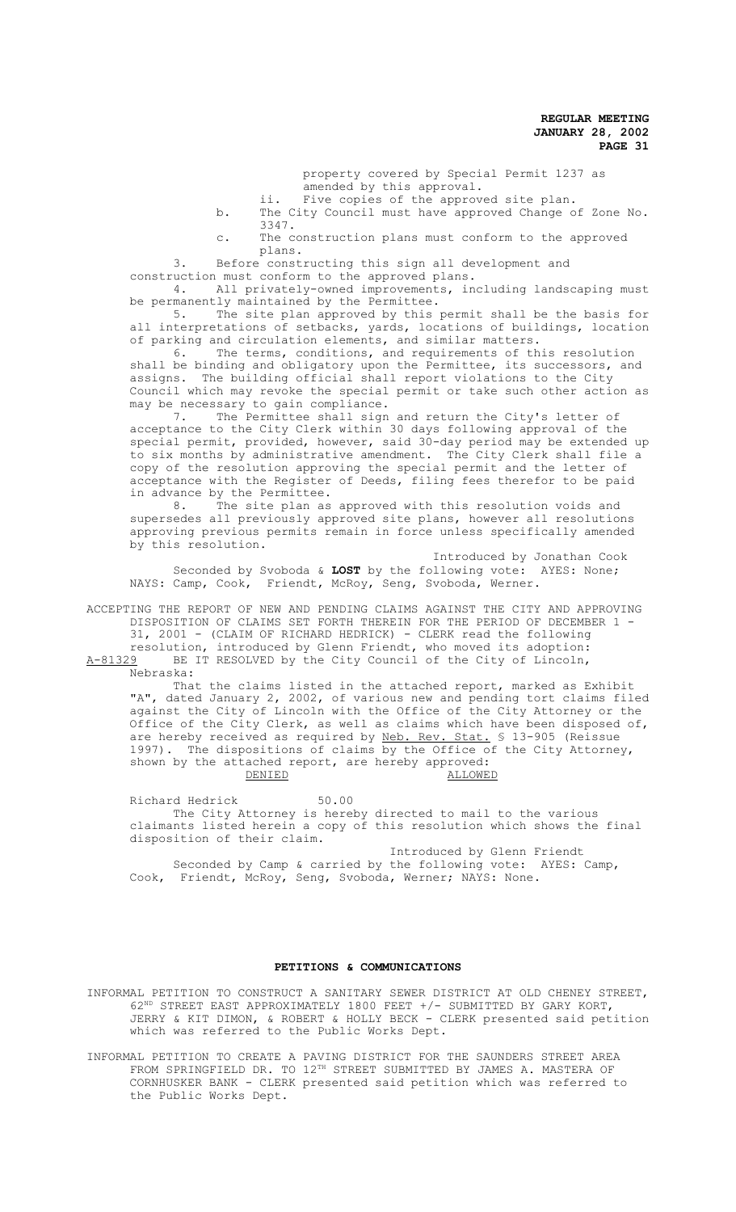property covered by Special Permit 1237 as amended by this approval.

ii. Five copies of the approved site plan.

b. The City Council must have approved Change of Zone No. 3347.

c. The construction plans must conform to the approved plans.

3. Before constructing this sign all development and construction must conform to the approved plans.

4. All privately-owned improvements, including landscaping must be permanently maintained by the Permittee.

5. The site plan approved by this permit shall be the basis for all interpretations of setbacks, yards, locations of buildings, location of parking and circulation elements, and similar matters.

6. The terms, conditions, and requirements of this resolution shall be binding and obligatory upon the Permittee, its successors, and assigns. The building official shall report violations to the City Council which may revoke the special permit or take such other action as may be necessary to gain compliance.

7. The Permittee shall sign and return the City's letter of acceptance to the City Clerk within 30 days following approval of the special permit, provided, however, said 30-day period may be extended up to six months by administrative amendment. The City Clerk shall file a copy of the resolution approving the special permit and the letter of acceptance with the Register of Deeds, filing fees therefor to be paid in advance by the Permittee.

8. The site plan as approved with this resolution voids and supersedes all previously approved site plans, however all resolutions approving previous permits remain in force unless specifically amended by this resolution.

Introduced by Jonathan Cook

Seconded by Svoboda & **LOST** by the following vote: AYES: None; NAYS: Camp, Cook, Friendt, McRoy, Seng, Svoboda, Werner.

ACCEPTING THE REPORT OF NEW AND PENDING CLAIMS AGAINST THE CITY AND APPROVING DISPOSITION OF CLAIMS SET FORTH THEREIN FOR THE PERIOD OF DECEMBER 1 - 31, 2001 - (CLAIM OF RICHARD HEDRICK) - CLERK read the following resolution, introduced by Glenn Friendt, who moved its adoption:

A-81329 BE IT RESOLVED by the City Council of the City of Lincoln, Nebraska:

That the claims listed in the attached report, marked as Exhibit "A", dated January 2, 2002, of various new and pending tort claims filed against the City of Lincoln with the Office of the City Attorney or the Office of the City Clerk, as well as claims which have been disposed of, are hereby received as required by Neb. Rev. Stat. § 13-905 (Reissue 1997). The dispositions of claims by the Office of the City Attorney, shown by the attached report, are hereby approved:

| | DENIED | ALLOWED |
|---|---|---|
| Richard Hedrick | 50.00 | |

The City Attorney is hereby directed to mail to the various claimants listed herein a copy of this resolution which shows the final disposition of their claim.

Introduced by Glenn Friendt

Seconded by Camp & carried by the following vote: AYES: Camp, Cook, Friendt, McRoy, Seng, Svoboda, Werner; NAYS: None.

## PETITIONS & COMMUNICATIONS

INFORMAL PETITION TO CONSTRUCT A SANITARY SEWER DISTRICT AT OLD CHENEY STREET, 62ND STREET EAST APPROXIMATELY 1800 FEET +/- SUBMITTED BY GARY KORT, JERRY & KIT DIMON, & ROBERT & HOLLY BECK - CLERK presented said petition which was referred to the Public Works Dept.

INFORMAL PETITION TO CREATE A PAVING DISTRICT FOR THE SAUNDERS STREET AREA FROM SPRINGFIELD DR. TO 12TH STREET SUBMITTED BY JAMES A. MASTERA OF CORNHUSKER BANK - CLERK presented said petition which was referred to the Public Works Dept.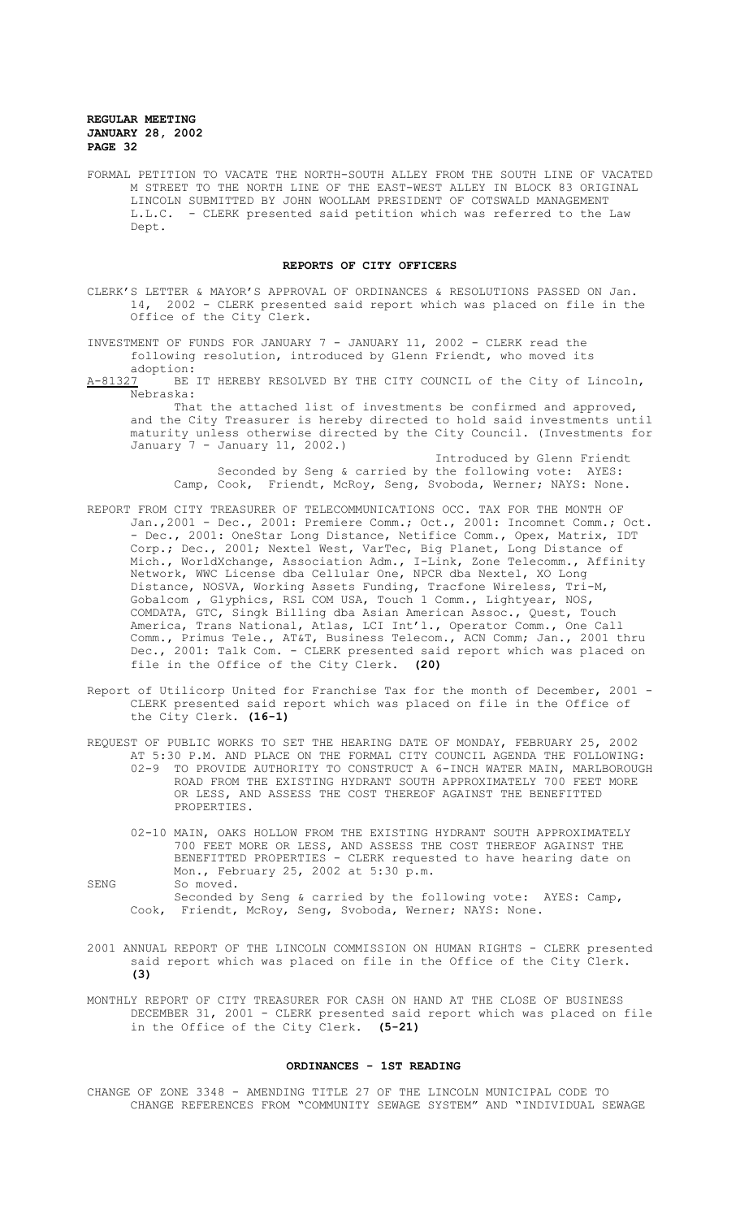FORMAL PETITION TO VACATE THE NORTH-SOUTH ALLEY FROM THE SOUTH LINE OF VACATED M STREET TO THE NORTH LINE OF THE EAST-WEST ALLEY IN BLOCK 83 ORIGINAL LINCOLN SUBMITTED BY JOHN WOOLLAM PRESIDENT OF COTSWALD MANAGEMENT L.L.C. - CLERK presented said petition which was referred to the Law Dept.

## REPORTS OF CITY OFFICERS

CLERK'S LETTER & MAYOR'S APPROVAL OF ORDINANCES & RESOLUTIONS PASSED ON Jan. 14, 2002 - CLERK presented said report which was placed on file in the Office of the City Clerk.

INVESTMENT OF FUNDS FOR JANUARY 7 - JANUARY 11, 2002 - CLERK read the following resolution, introduced by Glenn Friendt, who moved its adoption:

A-81327 BE IT HEREBY RESOLVED BY THE CITY COUNCIL of the City of Lincoln, Nebraska:

That the attached list of investments be confirmed and approved, and the City Treasurer is hereby directed to hold said investments until maturity unless otherwise directed by the City Council. (Investments for January 7 - January 11, 2002.)

Introduced by Glenn Friendt

Seconded by Seng & carried by the following vote: AYES: Camp, Cook, Friendt, McRoy, Seng, Svoboda, Werner; NAYS: None.

REPORT FROM CITY TREASURER OF TELECOMMUNICATIONS OCC. TAX FOR THE MONTH OF Jan.,2001 - Dec., 2001: Premiere Comm.; Oct., 2001: Incomnet Comm.; Oct. - Dec., 2001: OneStar Long Distance, Netifice Comm., Opex, Matrix, IDT Corp.; Dec., 2001; Nextel West, VarTec, Big Planet, Long Distance of Mich., WorldXchange, Association Adm., I-Link, Zone Telecomm., Affinity Network, WWC License dba Cellular One, NPCR dba Nextel, XO Long Distance, NOSVA, Working Assets Funding, Tracfone Wireless, Tri-M, Gobalcom , Glyphics, RSL COM USA, Touch 1 Comm., Lightyear, NOS, COMDATA, GTC, Singk Billing dba Asian American Assoc., Quest, Touch America, Trans National, Atlas, LCI Int'l., Operator Comm., One Call Comm., Primus Tele., AT&T, Business Telecom., ACN Comm; Jan., 2001 thru Dec., 2001: Talk Com. - CLERK presented said report which was placed on file in the Office of the City Clerk. **(20)**

Report of Utilicorp United for Franchise Tax for the month of December, 2001 - CLERK presented said report which was placed on file in the Office of the City Clerk. **(16-1)**

REQUEST OF PUBLIC WORKS TO SET THE HEARING DATE OF MONDAY, FEBRUARY 25, 2002 AT 5:30 P.M. AND PLACE ON THE FORMAL CITY COUNCIL AGENDA THE FOLLOWING:

02-9 TO PROVIDE AUTHORITY TO CONSTRUCT A 6-INCH WATER MAIN, MARLBOROUGH ROAD FROM THE EXISTING HYDRANT SOUTH APPROXIMATELY 700 FEET MORE OR LESS, AND ASSESS THE COST THEREOF AGAINST THE BENEFITTED PROPERTIES.

02-10 MAIN, OAKS HOLLOW FROM THE EXISTING HYDRANT SOUTH APPROXIMATELY 700 FEET MORE OR LESS, AND ASSESS THE COST THEREOF AGAINST THE BENEFITTED PROPERTIES - CLERK requested to have hearing date on Mon., February 25, 2002 at 5:30 p.m.

SENG So moved.

Seconded by Seng & carried by the following vote: AYES: Camp, Cook, Friendt, McRoy, Seng, Svoboda, Werner; NAYS: None.

2001 ANNUAL REPORT OF THE LINCOLN COMMISSION ON HUMAN RIGHTS - CLERK presented said report which was placed on file in the Office of the City Clerk. **(3)**

MONTHLY REPORT OF CITY TREASURER FOR CASH ON HAND AT THE CLOSE OF BUSINESS DECEMBER 31, 2001 - CLERK presented said report which was placed on file in the Office of the City Clerk. **(5-21)**

## ORDINANCES - 1ST READING

CHANGE OF ZONE 3348 - AMENDING TITLE 27 OF THE LINCOLN MUNICIPAL CODE TO CHANGE REFERENCES FROM "COMMUNITY SEWAGE SYSTEM" AND "INDIVIDUAL SEWAGE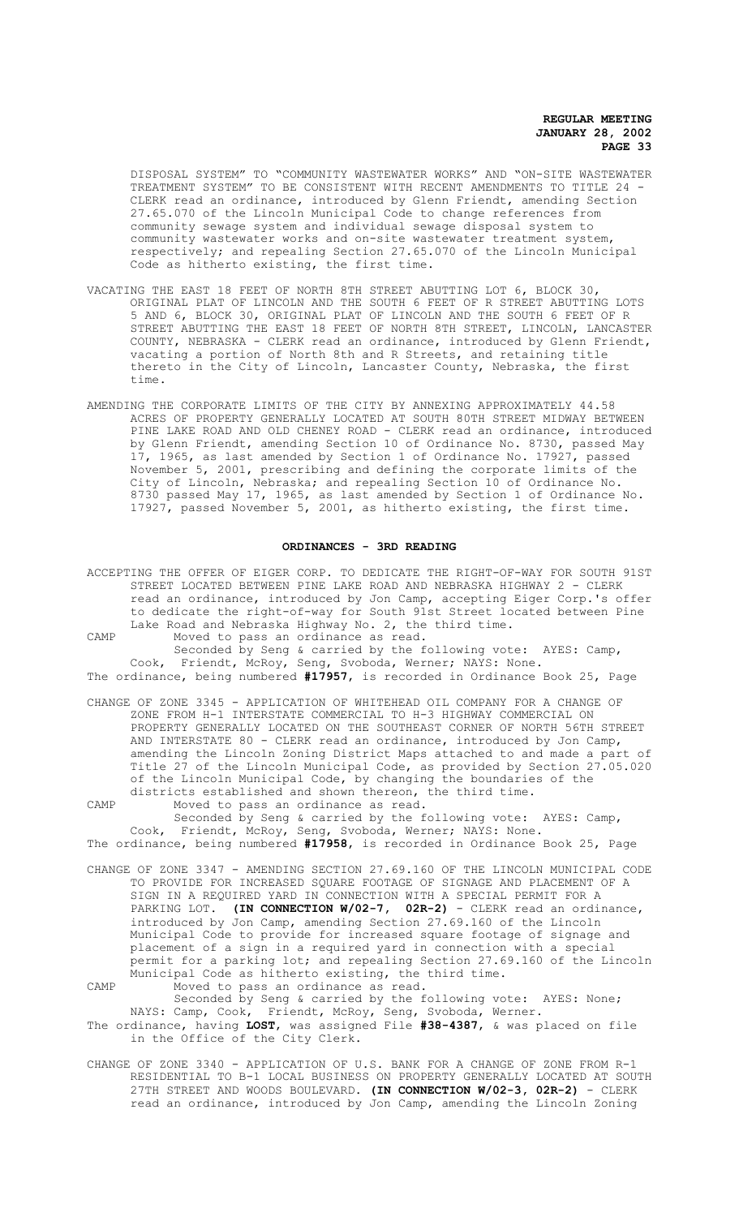DISPOSAL SYSTEM" TO "COMMUNITY WASTEWATER WORKS" AND "ON-SITE WASTEWATER TREATMENT SYSTEM" TO BE CONSISTENT WITH RECENT AMENDMENTS TO TITLE 24 - CLERK read an ordinance, introduced by Glenn Friendt, amending Section 27.65.070 of the Lincoln Municipal Code to change references from community sewage system and individual sewage disposal system to community wastewater works and on-site wastewater treatment system, respectively; and repealing Section 27.65.070 of the Lincoln Municipal Code as hitherto existing, the first time.

VACATING THE EAST 18 FEET OF NORTH 8TH STREET ABUTTING LOT 6, BLOCK 30, ORIGINAL PLAT OF LINCOLN AND THE SOUTH 6 FEET OF R STREET ABUTTING LOTS 5 AND 6, BLOCK 30, ORIGINAL PLAT OF LINCOLN AND THE SOUTH 6 FEET OF R STREET ABUTTING THE EAST 18 FEET OF NORTH 8TH STREET, LINCOLN, LANCASTER COUNTY, NEBRASKA - CLERK read an ordinance, introduced by Glenn Friendt, vacating a portion of North 8th and R Streets, and retaining title thereto in the City of Lincoln, Lancaster County, Nebraska, the first time.

AMENDING THE CORPORATE LIMITS OF THE CITY BY ANNEXING APPROXIMATELY 44.58 ACRES OF PROPERTY GENERALLY LOCATED AT SOUTH 80TH STREET MIDWAY BETWEEN PINE LAKE ROAD AND OLD CHENEY ROAD - CLERK read an ordinance, introduced by Glenn Friendt, amending Section 10 of Ordinance No. 8730, passed May 17, 1965, as last amended by Section 1 of Ordinance No. 17927, passed November 5, 2001, prescribing and defining the corporate limits of the City of Lincoln, Nebraska; and repealing Section 10 of Ordinance No. 8730 passed May 17, 1965, as last amended by Section 1 of Ordinance No. 17927, passed November 5, 2001, as hitherto existing, the first time.

## ORDINANCES - 3RD READING

ACCEPTING THE OFFER OF EIGER CORP. TO DEDICATE THE RIGHT-OF-WAY FOR SOUTH 91ST STREET LOCATED BETWEEN PINE LAKE ROAD AND NEBRASKA HIGHWAY 2 - CLERK read an ordinance, introduced by Jon Camp, accepting Eiger Corp.'s offer to dedicate the right-of-way for South 91st Street located between Pine Lake Road and Nebraska Highway No. 2, the third time.

CAMP Moved to pass an ordinance as read.

Seconded by Seng & carried by the following vote: AYES: Camp, Cook, Friendt, McRoy, Seng, Svoboda, Werner; NAYS: None.

The ordinance, being numbered **#17957**, is recorded in Ordinance Book 25, Page

CHANGE OF ZONE 3345 - APPLICATION OF WHITEHEAD OIL COMPANY FOR A CHANGE OF ZONE FROM H-1 INTERSTATE COMMERCIAL TO H-3 HIGHWAY COMMERCIAL ON PROPERTY GENERALLY LOCATED ON THE SOUTHEAST CORNER OF NORTH 56TH STREET AND INTERSTATE 80 - CLERK read an ordinance, introduced by Jon Camp, amending the Lincoln Zoning District Maps attached to and made a part of Title 27 of the Lincoln Municipal Code, as provided by Section 27.05.020 of the Lincoln Municipal Code, by changing the boundaries of the districts established and shown thereon, the third time.

CAMP Moved to pass an ordinance as read.

Seconded by Seng & carried by the following vote: AYES: Camp, Cook, Friendt, McRoy, Seng, Svoboda, Werner; NAYS: None.

The ordinance, being numbered **#17958**, is recorded in Ordinance Book 25, Page

CHANGE OF ZONE 3347 - AMENDING SECTION 27.69.160 OF THE LINCOLN MUNICIPAL CODE TO PROVIDE FOR INCREASED SQUARE FOOTAGE OF SIGNAGE AND PLACEMENT OF A SIGN IN A REQUIRED YARD IN CONNECTION WITH A SPECIAL PERMIT FOR A PARKING LOT. **(IN CONNECTION W/02-7, 02R-2)** - CLERK read an ordinance, introduced by Jon Camp, amending Section 27.69.160 of the Lincoln Municipal Code to provide for increased square footage of signage and placement of a sign in a required yard in connection with a special permit for a parking lot; and repealing Section 27.69.160 of the Lincoln Municipal Code as hitherto existing, the third time.

CAMP Moved to pass an ordinance as read.

Seconded by Seng & carried by the following vote: AYES: None; NAYS: Camp, Cook, Friendt, McRoy, Seng, Svoboda, Werner.

The ordinance, having **LOST**, was assigned File **#38-4387**, & was placed on file in the Office of the City Clerk.

CHANGE OF ZONE 3340 - APPLICATION OF U.S. BANK FOR A CHANGE OF ZONE FROM R-1 RESIDENTIAL TO B-1 LOCAL BUSINESS ON PROPERTY GENERALLY LOCATED AT SOUTH 27TH STREET AND WOODS BOULEVARD. **(IN CONNECTION W/02-3, 02R-2)** - CLERK read an ordinance, introduced by Jon Camp, amending the Lincoln Zoning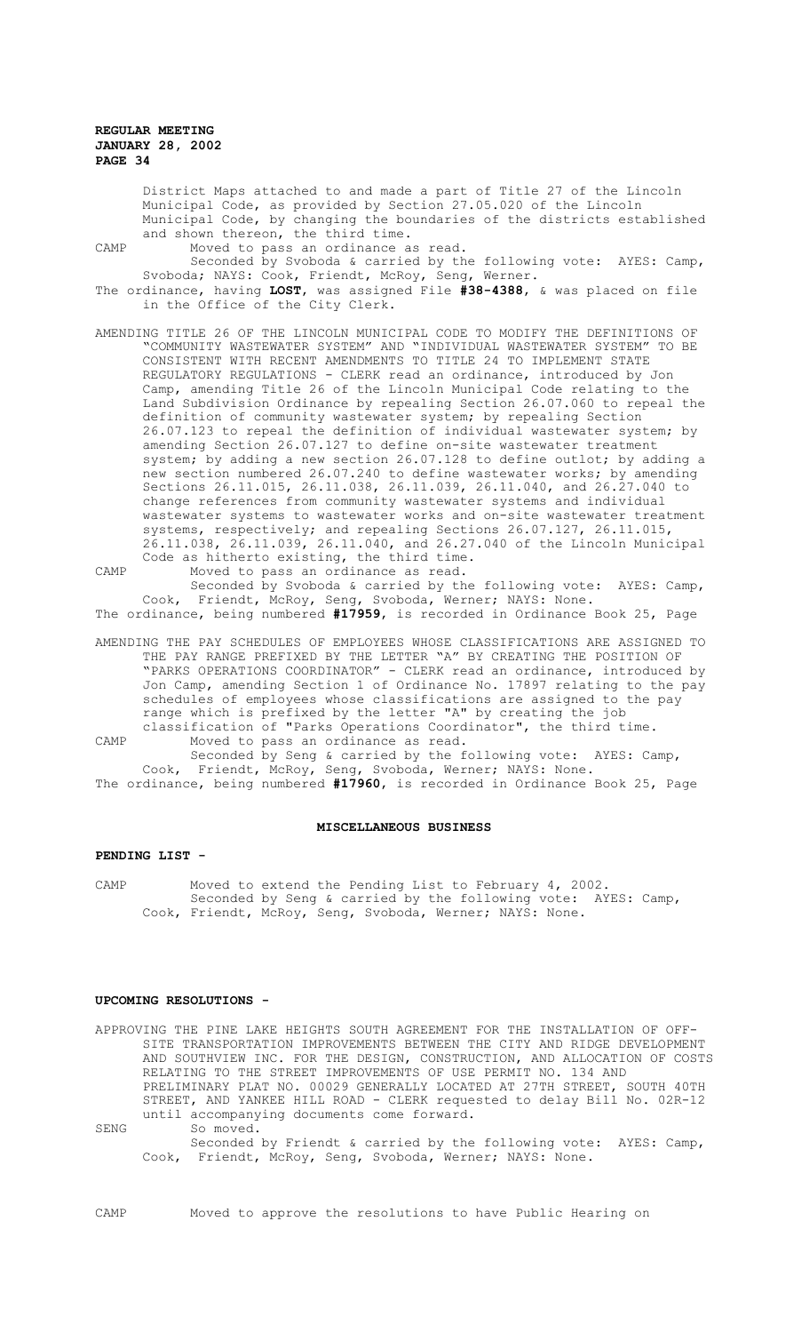District Maps attached to and made a part of Title 27 of the Lincoln Municipal Code, as provided by Section 27.05.020 of the Lincoln Municipal Code, by changing the boundaries of the districts established and shown thereon, the third time.

CAMP Moved to pass an ordinance as read.

Seconded by Svoboda & carried by the following vote: AYES: Camp, Svoboda; NAYS: Cook, Friendt, McRoy, Seng, Werner.

The ordinance, having **LOST**, was assigned File **#38-4388**, & was placed on file in the Office of the City Clerk.

AMENDING TITLE 26 OF THE LINCOLN MUNICIPAL CODE TO MODIFY THE DEFINITIONS OF "COMMUNITY WASTEWATER SYSTEM" AND "INDIVIDUAL WASTEWATER SYSTEM" TO BE CONSISTENT WITH RECENT AMENDMENTS TO TITLE 24 TO IMPLEMENT STATE REGULATORY REGULATIONS - CLERK read an ordinance, introduced by Jon Camp, amending Title 26 of the Lincoln Municipal Code relating to the Land Subdivision Ordinance by repealing Section 26.07.060 to repeal the definition of community wastewater system; by repealing Section 26.07.123 to repeal the definition of individual wastewater system; by amending Section 26.07.127 to define on-site wastewater treatment system; by adding a new section 26.07.128 to define outlot; by adding a new section numbered 26.07.240 to define wastewater works; by amending Sections 26.11.015, 26.11.038, 26.11.039, 26.11.040, and 26.27.040 to change references from community wastewater systems and individual wastewater systems to wastewater works and on-site wastewater treatment systems, respectively; and repealing Sections 26.07.127, 26.11.015, 26.11.038, 26.11.039, 26.11.040, and 26.27.040 of the Lincoln Municipal Code as hitherto existing, the third time.

CAMP Moved to pass an ordinance as read.

Seconded by Svoboda & carried by the following vote: AYES: Camp, Cook, Friendt, McRoy, Seng, Svoboda, Werner; NAYS: None.

The ordinance, being numbered **#17959**, is recorded in Ordinance Book 25, Page

AMENDING THE PAY SCHEDULES OF EMPLOYEES WHOSE CLASSIFICATIONS ARE ASSIGNED TO THE PAY RANGE PREFIXED BY THE LETTER "A" BY CREATING THE POSITION OF "PARKS OPERATIONS COORDINATOR" - CLERK read an ordinance, introduced by Jon Camp, amending Section 1 of Ordinance No. 17897 relating to the pay schedules of employees whose classifications are assigned to the pay range which is prefixed by the letter "A" by creating the job classification of "Parks Operations Coordinator", the third time.

CAMP Moved to pass an ordinance as read.

Seconded by Seng & carried by the following vote: AYES: Camp, Cook, Friendt, McRoy, Seng, Svoboda, Werner; NAYS: None.

The ordinance, being numbered **#17960**, is recorded in Ordinance Book 25, Page

## MISCELLANEOUS BUSINESS

**PENDING LIST -**

CAMP Moved to extend the Pending List to February 4, 2002.

Seconded by Seng & carried by the following vote: AYES: Camp, Cook, Friendt, McRoy, Seng, Svoboda, Werner; NAYS: None.

**UPCOMING RESOLUTIONS -**

APPROVING THE PINE LAKE HEIGHTS SOUTH AGREEMENT FOR THE INSTALLATION OF OFF-SITE TRANSPORTATION IMPROVEMENTS BETWEEN THE CITY AND RIDGE DEVELOPMENT AND SOUTHVIEW INC. FOR THE DESIGN, CONSTRUCTION, AND ALLOCATION OF COSTS RELATING TO THE STREET IMPROVEMENTS OF USE PERMIT NO. 134 AND PRELIMINARY PLAT NO. 00029 GENERALLY LOCATED AT 27TH STREET, SOUTH 40TH STREET, AND YANKEE HILL ROAD - CLERK requested to delay Bill No. 02R-12 until accompanying documents come forward.

SENG So moved.

Seconded by Friendt & carried by the following vote: AYES: Camp, Cook, Friendt, McRoy, Seng, Svoboda, Werner; NAYS: None.

CAMP Moved to approve the resolutions to have Public Hearing on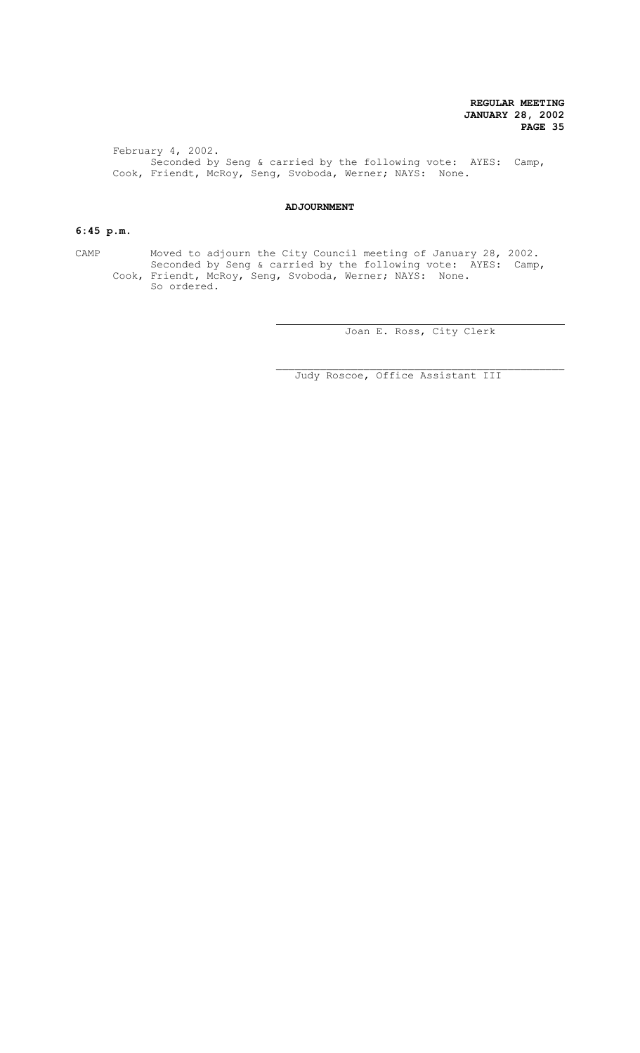February 4, 2002.

Seconded by Seng & carried by the following vote: AYES: Camp, Cook, Friendt, McRoy, Seng, Svoboda, Werner; NAYS: None.

**ADJOURNMENT**

**6:45 p.m.**

CAMP Moved to adjourn the City Council meeting of January 28, 2002.

Seconded by Seng & carried by the following vote: AYES: Camp, Cook, Friendt, McRoy, Seng, Svoboda, Werner; NAYS: None.

So ordered.

Joan E. Ross, City Clerk

Judy Roscoe, Office Assistant III